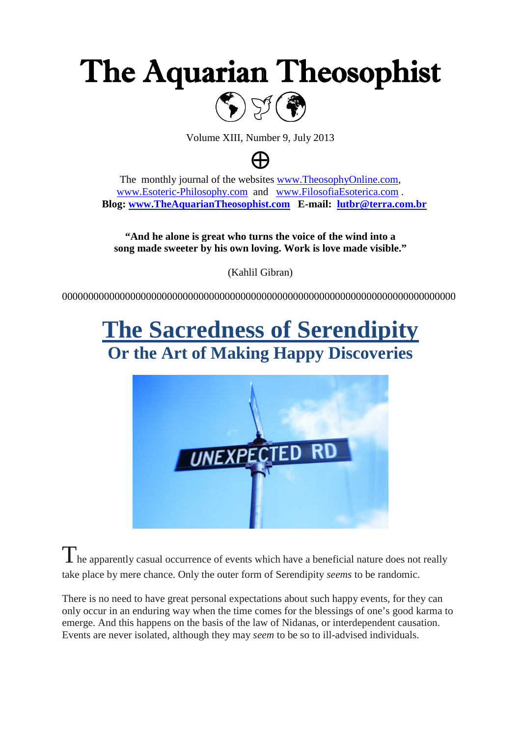# The Aquarian Theosophist

Volume XIII, Number 9, July 2013

⊕

The monthly journal of the websites www.TheosophyOnline.com, www.Esoteric-Philosophy.com and www.FilosofiaEsoterica.com .
**Blog: www.TheAquarianTheosophist.com E-mail: lutbr@terra.com.br**

**"And he alone is great who turns the voice of the wind into a song made sweeter by his own loving. Work is love made visible."**

(Kahlil Gibran)

0000000000000000000000000000000000000000000000000000000000000000000000000

## The Sacredness of Serendipity

### Or the Art of Making Happy Discoveries

The apparently casual occurrence of events which have a beneficial nature does not really take place by mere chance. Only the outer form of Serendipity *seems* to be randomic.

There is no need to have great personal expectations about such happy events, for they can only occur in an enduring way when the time comes for the blessings of one's good karma to emerge. And this happens on the basis of the law of Nidanas, or interdependent causation. Events are never isolated, although they may *seem* to be so to ill-advised individuals.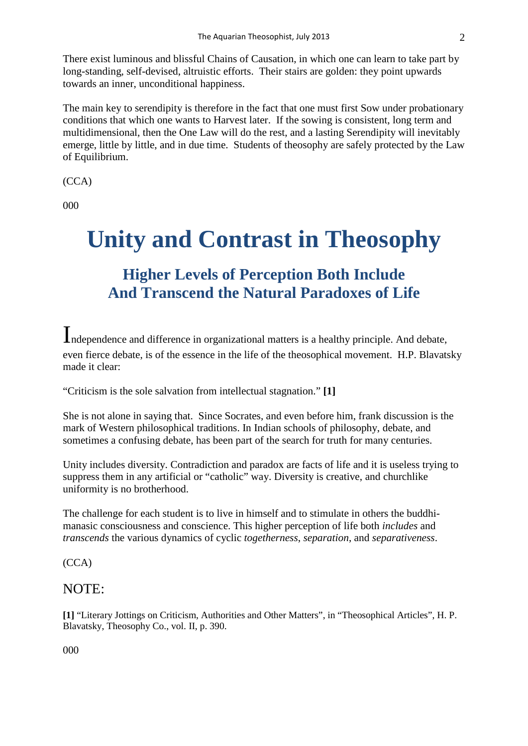There exist luminous and blissful Chains of Causation, in which one can learn to take part by long-standing, self-devised, altruistic efforts. Their stairs are golden: they point upwards towards an inner, unconditional happiness.

The main key to serendipity is therefore in the fact that one must first Sow under probationary conditions that which one wants to Harvest later. If the sowing is consistent, long term and multidimensional, then the One Law will do the rest, and a lasting Serendipity will inevitably emerge, little by little, and in due time. Students of theosophy are safely protected by the Law of Equilibrium.

(CCA)

000

# Unity and Contrast in Theosophy

## Higher Levels of Perception Both Include And Transcend the Natural Paradoxes of Life

Independence and difference in organizational matters is a healthy principle. And debate, even fierce debate, is of the essence in the life of the theosophical movement. H.P. Blavatsky made it clear:

"Criticism is the sole salvation from intellectual stagnation." **[1]**

She is not alone in saying that. Since Socrates, and even before him, frank discussion is the mark of Western philosophical traditions. In Indian schools of philosophy, debate, and sometimes a confusing debate, has been part of the search for truth for many centuries.

Unity includes diversity. Contradiction and paradox are facts of life and it is useless trying to suppress them in any artificial or "catholic" way. Diversity is creative, and churchlike uniformity is no brotherhood.

The challenge for each student is to live in himself and to stimulate in others the buddhi-manasic consciousness and conscience. This higher perception of life both *includes* and *transcends* the various dynamics of cyclic *togetherness*, *separation*, and *separativeness*.

(CCA)

NOTE:

**[1]** "Literary Jottings on Criticism, Authorities and Other Matters", in "Theosophical Articles", H. P. Blavatsky, Theosophy Co., vol. II, p. 390.

000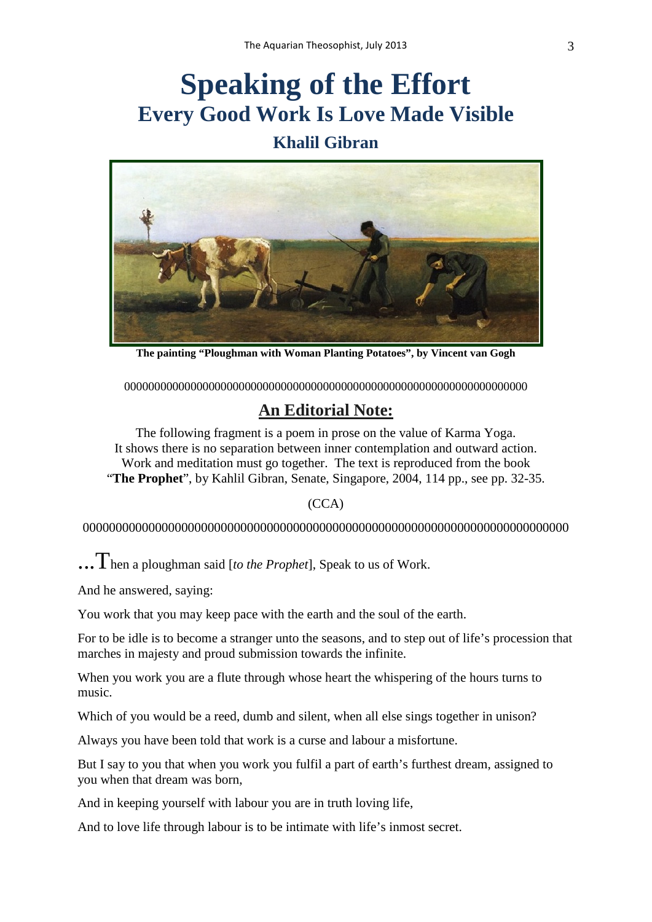# Speaking of the Effort

## Every Good Work Is Love Made Visible

### Khalil Gibran

**The painting "Ploughman with Woman Planting Potatoes", by Vincent van Gogh**

000000000000000000000000000000000000000000000000000000000000000000

## An Editorial Note:

The following fragment is a poem in prose on the value of Karma Yoga. It shows there is no separation between inner contemplation and outward action. Work and meditation must go together. The text is reproduced from the book "**The Prophet**", by Kahlil Gibran, Senate, Singapore, 2004, 114 pp., see pp. 32-35.

(CCA)

0000000000000000000000000000000000000000000000000000000000000000000000

...Then a ploughman said [*to the Prophet*], Speak to us of Work.

And he answered, saying:

You work that you may keep pace with the earth and the soul of the earth.

For to be idle is to become a stranger unto the seasons, and to step out of life's procession that marches in majesty and proud submission towards the infinite.

When you work you are a flute through whose heart the whispering of the hours turns to music.

Which of you would be a reed, dumb and silent, when all else sings together in unison?

Always you have been told that work is a curse and labour a misfortune.

But I say to you that when you work you fulfil a part of earth's furthest dream, assigned to you when that dream was born,

And in keeping yourself with labour you are in truth loving life,

And to love life through labour is to be intimate with life's inmost secret.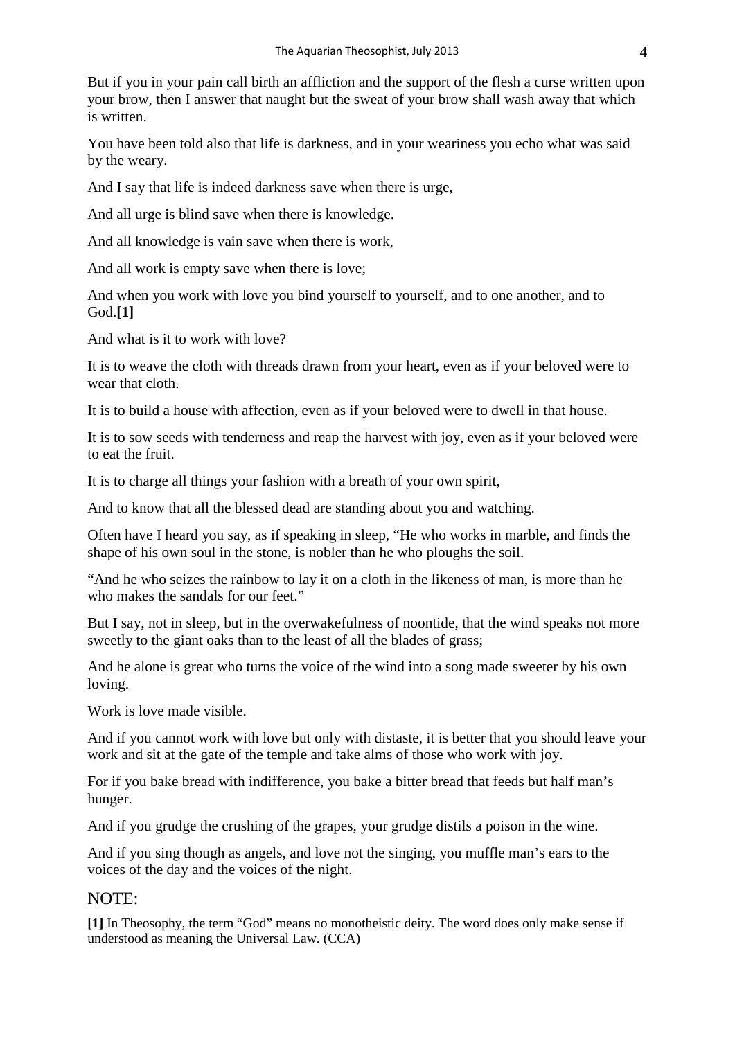But if you in your pain call birth an affliction and the support of the flesh a curse written upon your brow, then I answer that naught but the sweat of your brow shall wash away that which is written.

You have been told also that life is darkness, and in your weariness you echo what was said by the weary.

And I say that life is indeed darkness save when there is urge,

And all urge is blind save when there is knowledge.

And all knowledge is vain save when there is work,

And all work is empty save when there is love;

And when you work with love you bind yourself to yourself, and to one another, and to God.**[1]**

And what is it to work with love?

It is to weave the cloth with threads drawn from your heart, even as if your beloved were to wear that cloth.

It is to build a house with affection, even as if your beloved were to dwell in that house.

It is to sow seeds with tenderness and reap the harvest with joy, even as if your beloved were to eat the fruit.

It is to charge all things your fashion with a breath of your own spirit,

And to know that all the blessed dead are standing about you and watching.

Often have I heard you say, as if speaking in sleep, "He who works in marble, and finds the shape of his own soul in the stone, is nobler than he who ploughs the soil.

"And he who seizes the rainbow to lay it on a cloth in the likeness of man, is more than he who makes the sandals for our feet."

But I say, not in sleep, but in the overwakefulness of noontide, that the wind speaks not more sweetly to the giant oaks than to the least of all the blades of grass;

And he alone is great who turns the voice of the wind into a song made sweeter by his own loving.

Work is love made visible.

And if you cannot work with love but only with distaste, it is better that you should leave your work and sit at the gate of the temple and take alms of those who work with joy.

For if you bake bread with indifference, you bake a bitter bread that feeds but half man's hunger.

And if you grudge the crushing of the grapes, your grudge distils a poison in the wine.

And if you sing though as angels, and love not the singing, you muffle man's ears to the voices of the day and the voices of the night.

## NOTE:

**[1]** In Theosophy, the term "God" means no monotheistic deity. The word does only make sense if understood as meaning the Universal Law. (CCA)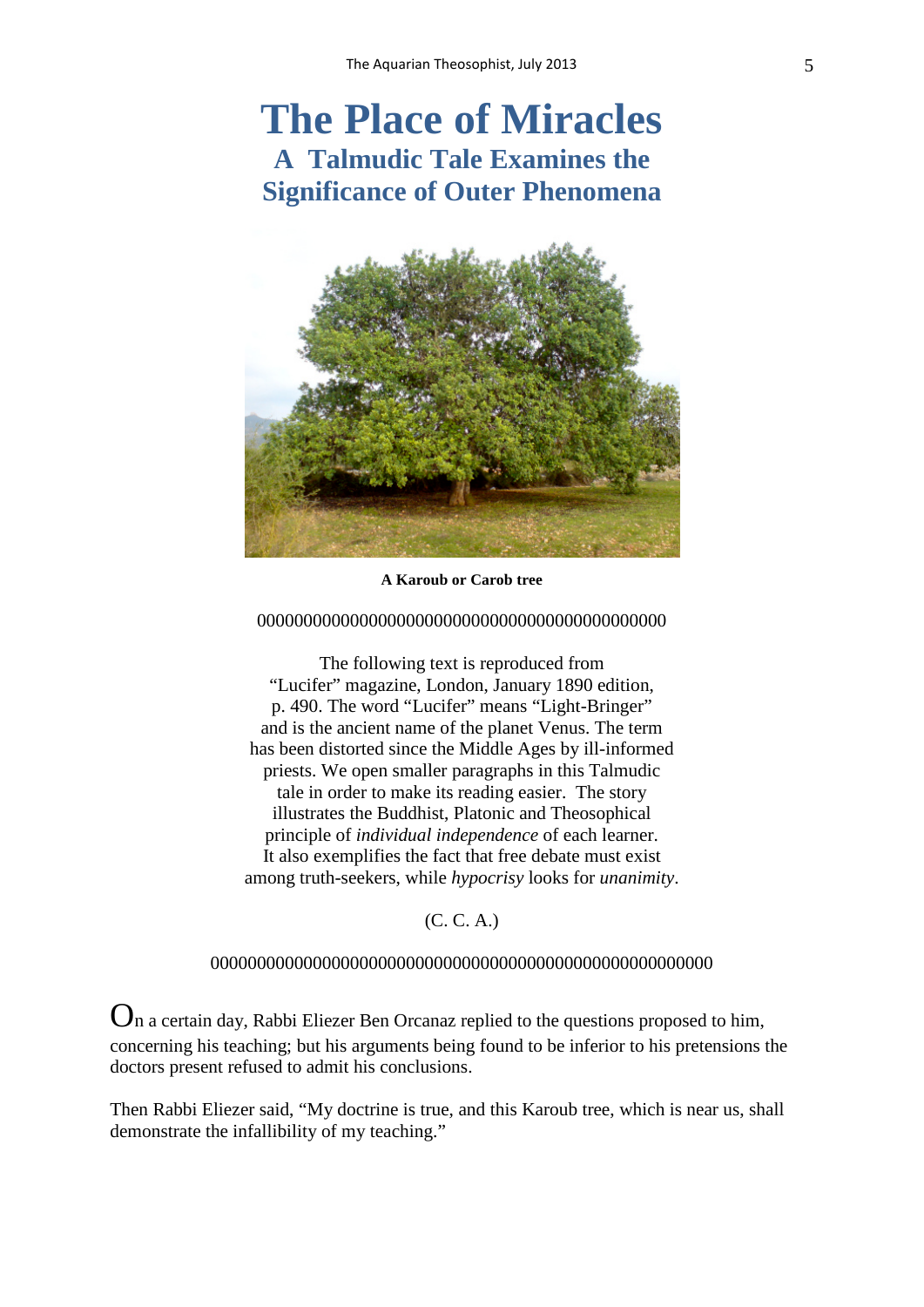# The Place of Miracles

## A Talmudic Tale Examines the Significance of Outer Phenomena

**A Karoub or Carob tree**

000000000000000000000000000000000000000000000

The following text is reproduced from "Lucifer" magazine, London, January 1890 edition, p. 490. The word "Lucifer" means "Light-Bringer" and is the ancient name of the planet Venus. The term has been distorted since the Middle Ages by ill-informed priests. We open smaller paragraphs in this Talmudic tale in order to make its reading easier. The story illustrates the Buddhist, Platonic and Theosophical principle of *individual independence* of each learner. It also exemplifies the fact that free debate must exist among truth-seekers, while *hypocrisy* looks for *unanimity*.

(C. C. A.)

0000000000000000000000000000000000000000000000000000000

On a certain day, Rabbi Eliezer Ben Orcanaz replied to the questions proposed to him, concerning his teaching; but his arguments being found to be inferior to his pretensions the doctors present refused to admit his conclusions.

Then Rabbi Eliezer said, "My doctrine is true, and this Karoub tree, which is near us, shall demonstrate the infallibility of my teaching."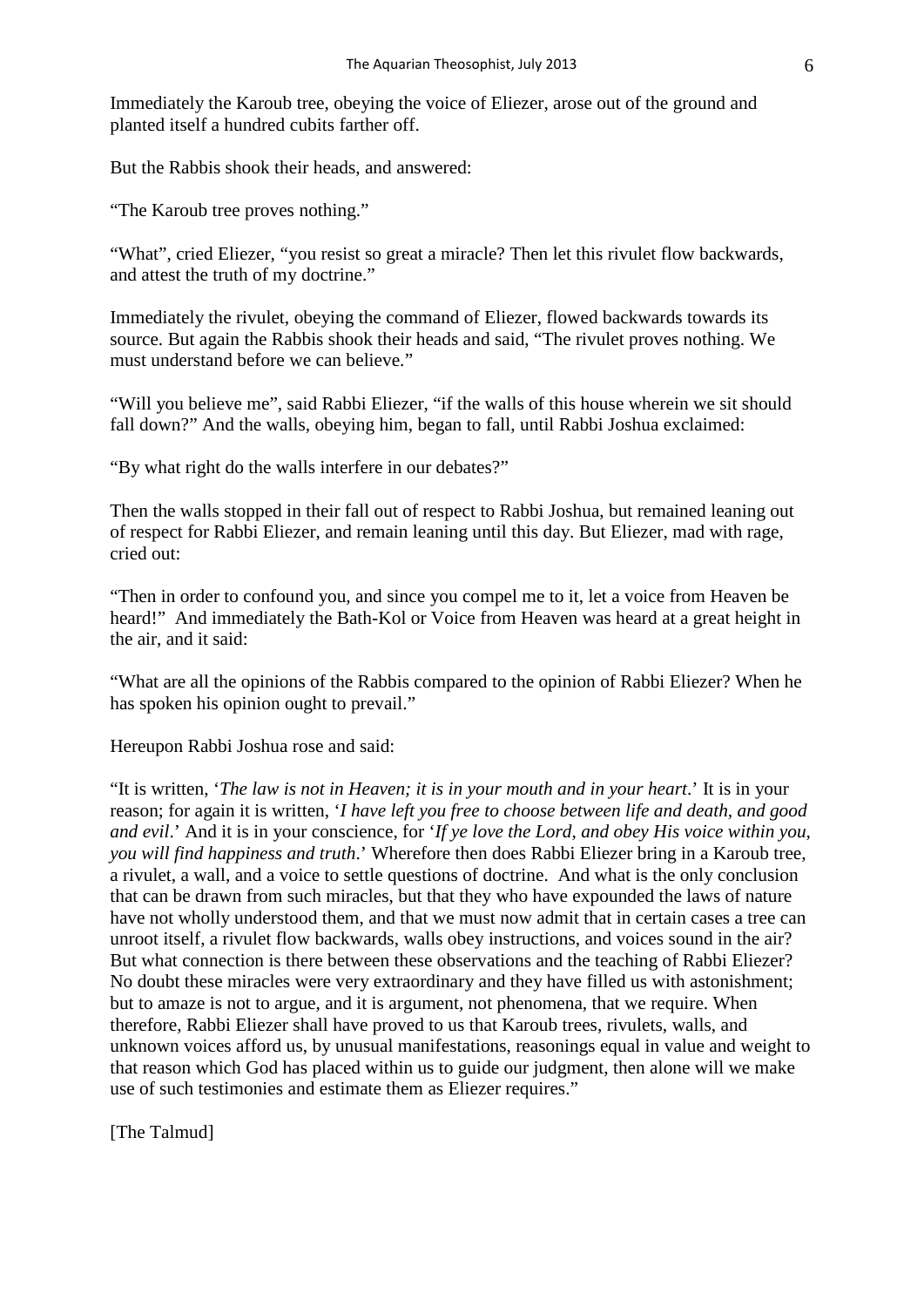Immediately the Karoub tree, obeying the voice of Eliezer, arose out of the ground and planted itself a hundred cubits farther off.

But the Rabbis shook their heads, and answered:

"The Karoub tree proves nothing."

"What", cried Eliezer, "you resist so great a miracle? Then let this rivulet flow backwards, and attest the truth of my doctrine."

Immediately the rivulet, obeying the command of Eliezer, flowed backwards towards its source. But again the Rabbis shook their heads and said, "The rivulet proves nothing. We must understand before we can believe."

"Will you believe me", said Rabbi Eliezer, "if the walls of this house wherein we sit should fall down?" And the walls, obeying him, began to fall, until Rabbi Joshua exclaimed:

"By what right do the walls interfere in our debates?"

Then the walls stopped in their fall out of respect to Rabbi Joshua, but remained leaning out of respect for Rabbi Eliezer, and remain leaning until this day. But Eliezer, mad with rage, cried out:

"Then in order to confound you, and since you compel me to it, let a voice from Heaven be heard!" And immediately the Bath-Kol or Voice from Heaven was heard at a great height in the air, and it said:

"What are all the opinions of the Rabbis compared to the opinion of Rabbi Eliezer? When he has spoken his opinion ought to prevail."

Hereupon Rabbi Joshua rose and said:

"It is written, '*The law is not in Heaven; it is in your mouth and in your heart*.' It is in your reason; for again it is written, '*I have left you free to choose between life and death, and good and evil*.' And it is in your conscience, for '*If ye love the Lord, and obey His voice within you, you will find happiness and truth*.' Wherefore then does Rabbi Eliezer bring in a Karoub tree, a rivulet, a wall, and a voice to settle questions of doctrine. And what is the only conclusion that can be drawn from such miracles, but that they who have expounded the laws of nature have not wholly understood them, and that we must now admit that in certain cases a tree can unroot itself, a rivulet flow backwards, walls obey instructions, and voices sound in the air? But what connection is there between these observations and the teaching of Rabbi Eliezer? No doubt these miracles were very extraordinary and they have filled us with astonishment; but to amaze is not to argue, and it is argument, not phenomena, that we require. When therefore, Rabbi Eliezer shall have proved to us that Karoub trees, rivulets, walls, and unknown voices afford us, by unusual manifestations, reasonings equal in value and weight to that reason which God has placed within us to guide our judgment, then alone will we make use of such testimonies and estimate them as Eliezer requires."

[The Talmud]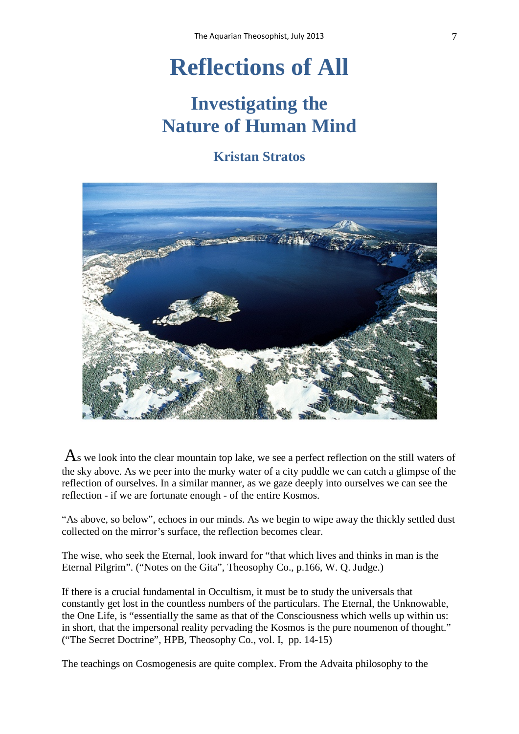# Reflections of All

## Investigating the Nature of Human Mind

### Kristan Stratos

As we look into the clear mountain top lake, we see a perfect reflection on the still waters of the sky above. As we peer into the murky water of a city puddle we can catch a glimpse of the reflection of ourselves. In a similar manner, as we gaze deeply into ourselves we can see the reflection - if we are fortunate enough - of the entire Kosmos.

"As above, so below", echoes in our minds. As we begin to wipe away the thickly settled dust collected on the mirror's surface, the reflection becomes clear.

The wise, who seek the Eternal, look inward for "that which lives and thinks in man is the Eternal Pilgrim". ("Notes on the Gita", Theosophy Co., p.166, W. Q. Judge.)

If there is a crucial fundamental in Occultism, it must be to study the universals that constantly get lost in the countless numbers of the particulars. The Eternal, the Unknowable, the One Life, is "essentially the same as that of the Consciousness which wells up within us: in short, that the impersonal reality pervading the Kosmos is the pure noumenon of thought." ("The Secret Doctrine", HPB, Theosophy Co., vol. I, pp. 14-15)

The teachings on Cosmogenesis are quite complex. From the Advaita philosophy to the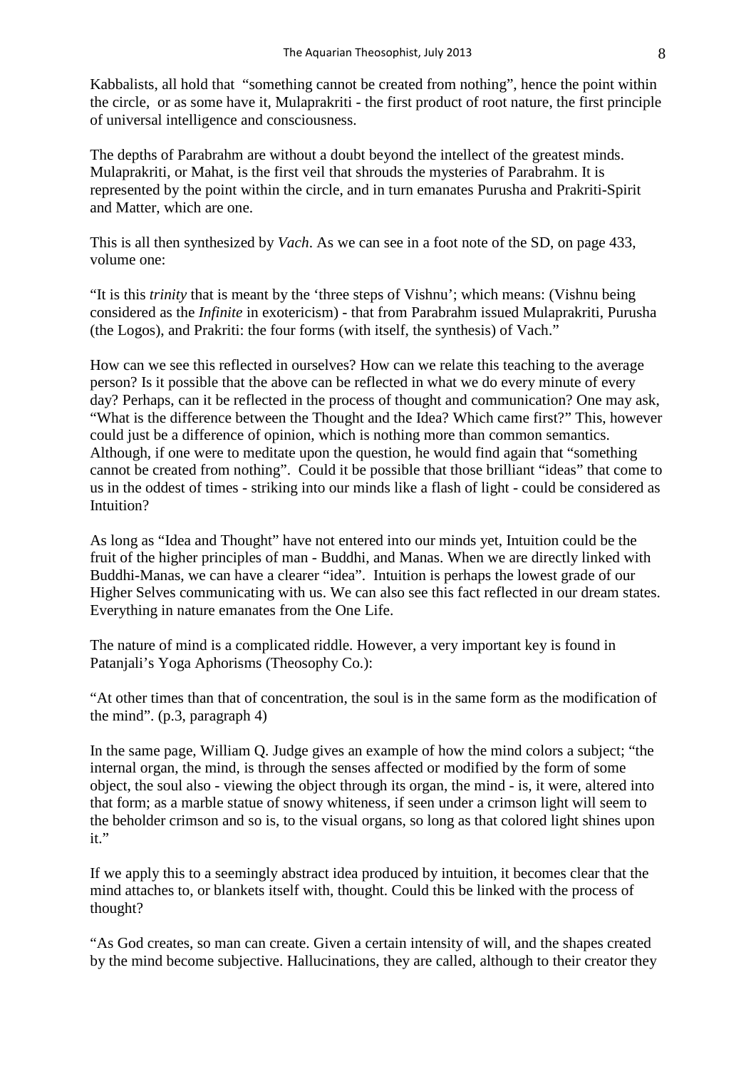Kabbalists, all hold that "something cannot be created from nothing", hence the point within the circle, or as some have it, Mulaprakriti - the first product of root nature, the first principle of universal intelligence and consciousness.

The depths of Parabrahm are without a doubt beyond the intellect of the greatest minds. Mulaprakriti, or Mahat, is the first veil that shrouds the mysteries of Parabrahm. It is represented by the point within the circle, and in turn emanates Purusha and Prakriti-Spirit and Matter, which are one.

This is all then synthesized by *Vach*. As we can see in a foot note of the SD, on page 433, volume one:

"It is this *trinity* that is meant by the 'three steps of Vishnu'; which means: (Vishnu being considered as the *Infinite* in exotericism) - that from Parabrahm issued Mulaprakriti, Purusha (the Logos), and Prakriti: the four forms (with itself, the synthesis) of Vach."

How can we see this reflected in ourselves? How can we relate this teaching to the average person? Is it possible that the above can be reflected in what we do every minute of every day? Perhaps, can it be reflected in the process of thought and communication? One may ask, "What is the difference between the Thought and the Idea? Which came first?" This, however could just be a difference of opinion, which is nothing more than common semantics. Although, if one were to meditate upon the question, he would find again that "something cannot be created from nothing". Could it be possible that those brilliant "ideas" that come to us in the oddest of times - striking into our minds like a flash of light - could be considered as Intuition?

As long as "Idea and Thought" have not entered into our minds yet, Intuition could be the fruit of the higher principles of man - Buddhi, and Manas. When we are directly linked with Buddhi-Manas, we can have a clearer "idea". Intuition is perhaps the lowest grade of our Higher Selves communicating with us. We can also see this fact reflected in our dream states. Everything in nature emanates from the One Life.

The nature of mind is a complicated riddle. However, a very important key is found in Patanjali's Yoga Aphorisms (Theosophy Co.):

"At other times than that of concentration, the soul is in the same form as the modification of the mind". (p.3, paragraph 4)

In the same page, William Q. Judge gives an example of how the mind colors a subject; "the internal organ, the mind, is through the senses affected or modified by the form of some object, the soul also - viewing the object through its organ, the mind - is, it were, altered into that form; as a marble statue of snowy whiteness, if seen under a crimson light will seem to the beholder crimson and so is, to the visual organs, so long as that colored light shines upon it."

If we apply this to a seemingly abstract idea produced by intuition, it becomes clear that the mind attaches to, or blankets itself with, thought. Could this be linked with the process of thought?

"As God creates, so man can create. Given a certain intensity of will, and the shapes created by the mind become subjective. Hallucinations, they are called, although to their creator they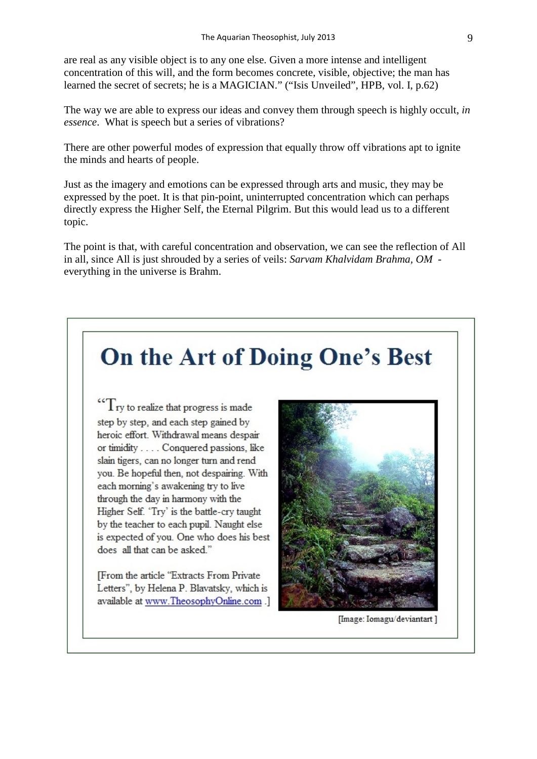are real as any visible object is to any one else. Given a more intense and intelligent concentration of this will, and the form becomes concrete, visible, objective; the man has learned the secret of secrets; he is a MAGICIAN." ("Isis Unveiled", HPB, vol. I, p.62)

The way we are able to express our ideas and convey them through speech is highly occult, *in essence*. What is speech but a series of vibrations?

There are other powerful modes of expression that equally throw off vibrations apt to ignite the minds and hearts of people.

Just as the imagery and emotions can be expressed through arts and music, they may be expressed by the poet. It is that pin-point, uninterrupted concentration which can perhaps directly express the Higher Self, the Eternal Pilgrim. But this would lead us to a different topic.

The point is that, with careful concentration and observation, we can see the reflection of All in all, since All is just shrouded by a series of veils: *Sarvam Khalvidam Brahma, OM* - everything in the universe is Brahm.

# On the Art of Doing One's Best

"Try to realize that progress is made step by step, and each step gained by heroic effort. Withdrawal means despair or timidity . . . . Conquered passions, like slain tigers, can no longer turn and rend you. Be hopeful then, not despairing. With each morning's awakening try to live through the day in harmony with the Higher Self. 'Try' is the battle-cry taught by the teacher to each pupil. Naught else is expected of you. One who does his best does all that can be asked."

[From the article "Extracts From Private Letters", by Helena P. Blavatsky, which is available at www.TheosophyOnline.com .]

[Image: Iomagu/deviantart ]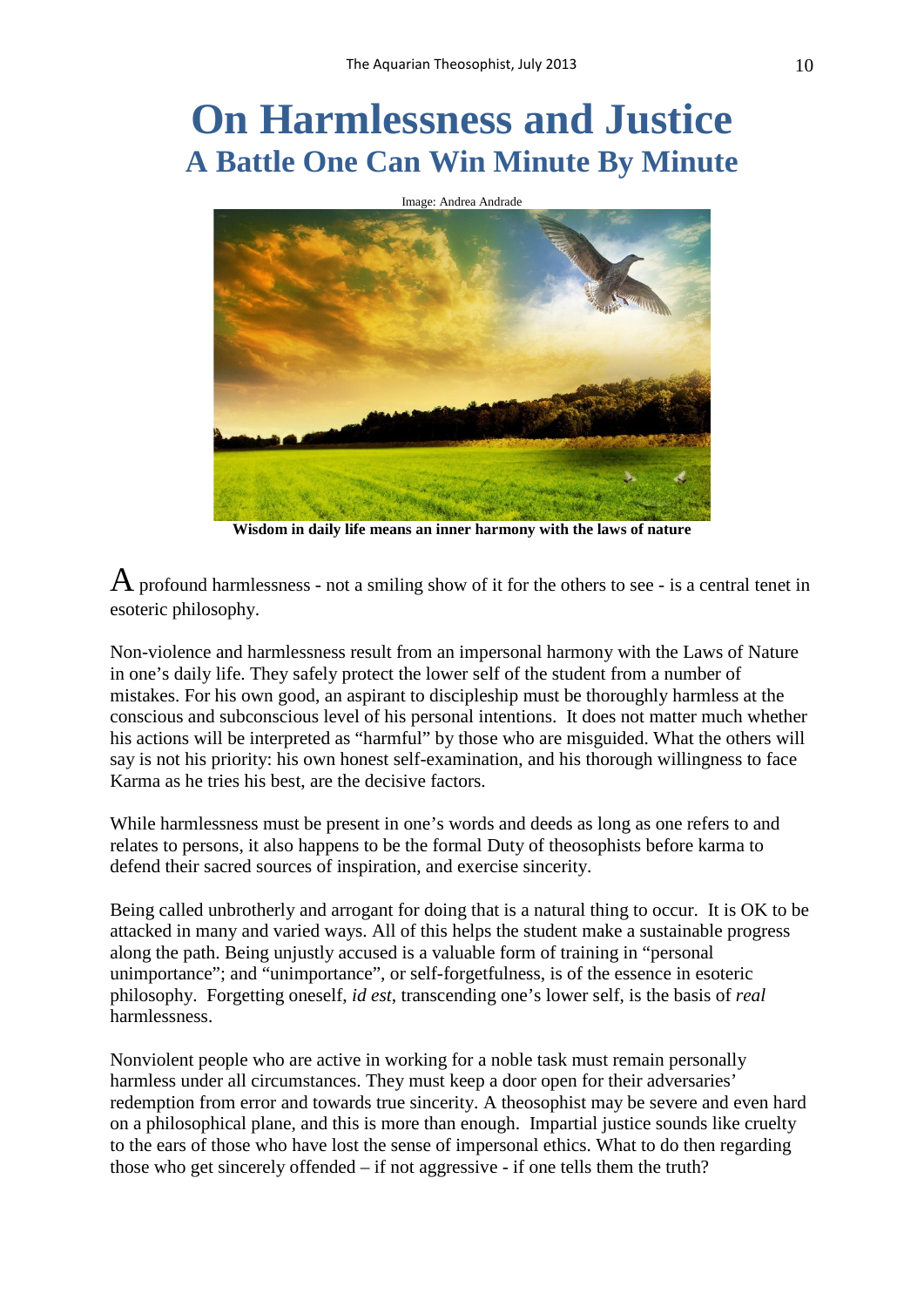# On Harmlessness and Justice

## A Battle One Can Win Minute By Minute

Image: Andrea Andrade

**Wisdom in daily life means an inner harmony with the laws of nature**

A profound harmlessness - not a smiling show of it for the others to see - is a central tenet in esoteric philosophy.

Non-violence and harmlessness result from an impersonal harmony with the Laws of Nature in one's daily life. They safely protect the lower self of the student from a number of mistakes. For his own good, an aspirant to discipleship must be thoroughly harmless at the conscious and subconscious level of his personal intentions. It does not matter much whether his actions will be interpreted as "harmful" by those who are misguided. What the others will say is not his priority: his own honest self-examination, and his thorough willingness to face Karma as he tries his best, are the decisive factors.

While harmlessness must be present in one's words and deeds as long as one refers to and relates to persons, it also happens to be the formal Duty of theosophists before karma to defend their sacred sources of inspiration, and exercise sincerity.

Being called unbrotherly and arrogant for doing that is a natural thing to occur. It is OK to be attacked in many and varied ways. All of this helps the student make a sustainable progress along the path. Being unjustly accused is a valuable form of training in "personal unimportance"; and "unimportance", or self-forgetfulness, is of the essence in esoteric philosophy. Forgetting oneself, *id est*, transcending one's lower self, is the basis of *real* harmlessness.

Nonviolent people who are active in working for a noble task must remain personally harmless under all circumstances. They must keep a door open for their adversaries' redemption from error and towards true sincerity. A theosophist may be severe and even hard on a philosophical plane, and this is more than enough. Impartial justice sounds like cruelty to the ears of those who have lost the sense of impersonal ethics. What to do then regarding those who get sincerely offended – if not aggressive - if one tells them the truth?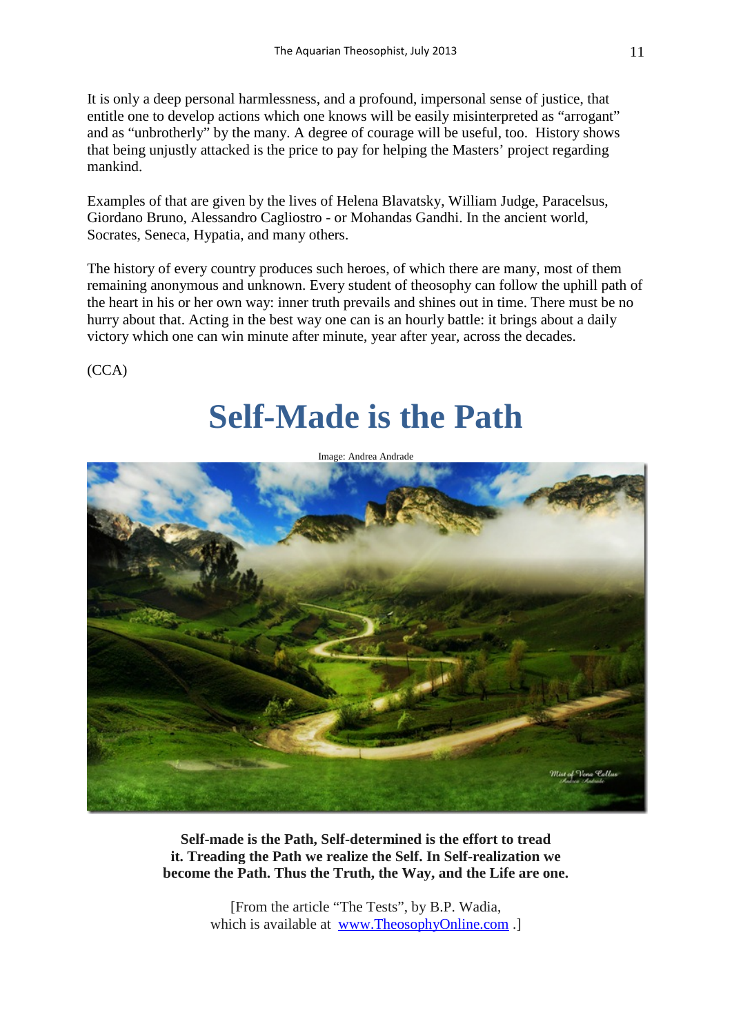It is only a deep personal harmlessness, and a profound, impersonal sense of justice, that entitle one to develop actions which one knows will be easily misinterpreted as "arrogant" and as "unbrotherly" by the many. A degree of courage will be useful, too. History shows that being unjustly attacked is the price to pay for helping the Masters' project regarding mankind.

Examples of that are given by the lives of Helena Blavatsky, William Judge, Paracelsus, Giordano Bruno, Alessandro Cagliostro - or Mohandas Gandhi. In the ancient world, Socrates, Seneca, Hypatia, and many others.

The history of every country produces such heroes, of which there are many, most of them remaining anonymous and unknown. Every student of theosophy can follow the uphill path of the heart in his or her own way: inner truth prevails and shines out in time. There must be no hurry about that. Acting in the best way one can is an hourly battle: it brings about a daily victory which one can win minute after minute, year after year, across the decades.

(CCA)

# Self-Made is the Path

Image: Andrea Andrade

**Self-made is the Path, Self-determined is the effort to tread it. Treading the Path we realize the Self. In Self-realization we become the Path. Thus the Truth, the Way, and the Life are one.**

[From the article "The Tests", by B.P. Wadia, which is available at [www.TheosophyOnline.com](http://www.TheosophyOnline.com) .]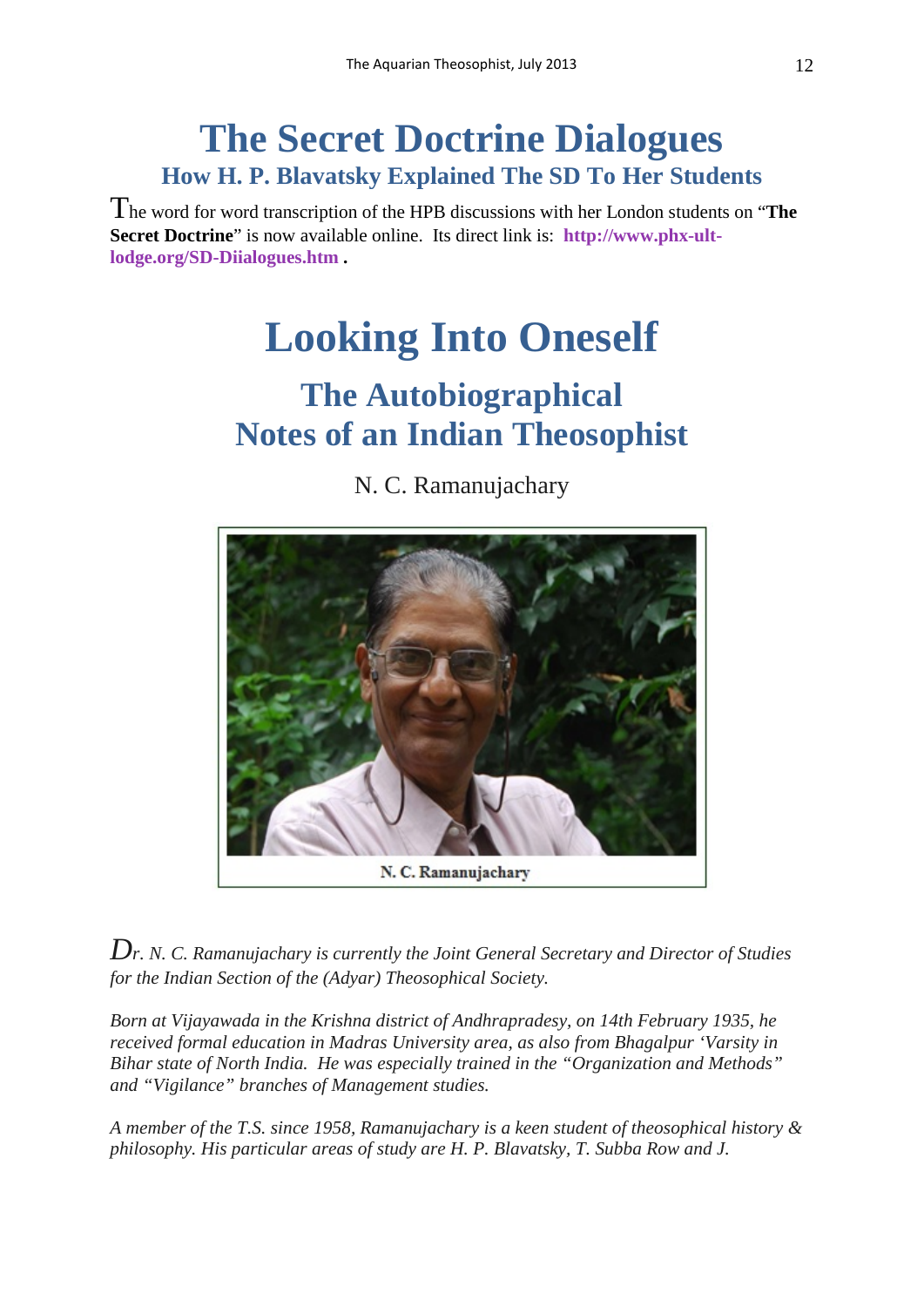# The Secret Doctrine Dialogues

## How H. P. Blavatsky Explained The SD To Her Students

The word for word transcription of the HPB discussions with her London students on "**The Secret Doctrine**" is now available online. Its direct link is: **http://www.phx-ult-lodge.org/SD-Diialogues.htm** .

# Looking Into Oneself

## The Autobiographical Notes of an Indian Theosophist

N. C. Ramanujachary

N. C. Ramanujachary

*Dr. N. C. Ramanujachary is currently the Joint General Secretary and Director of Studies for the Indian Section of the (Adyar) Theosophical Society.*

*Born at Vijayawada in the Krishna district of Andhrapradesy, on 14th February 1935, he received formal education in Madras University area, as also from Bhagalpur 'Varsity in Bihar state of North India. He was especially trained in the "Organization and Methods" and "Vigilance" branches of Management studies.*

*A member of the T.S. since 1958, Ramanujachary is a keen student of theosophical history & philosophy. His particular areas of study are H. P. Blavatsky, T. Subba Row and J.*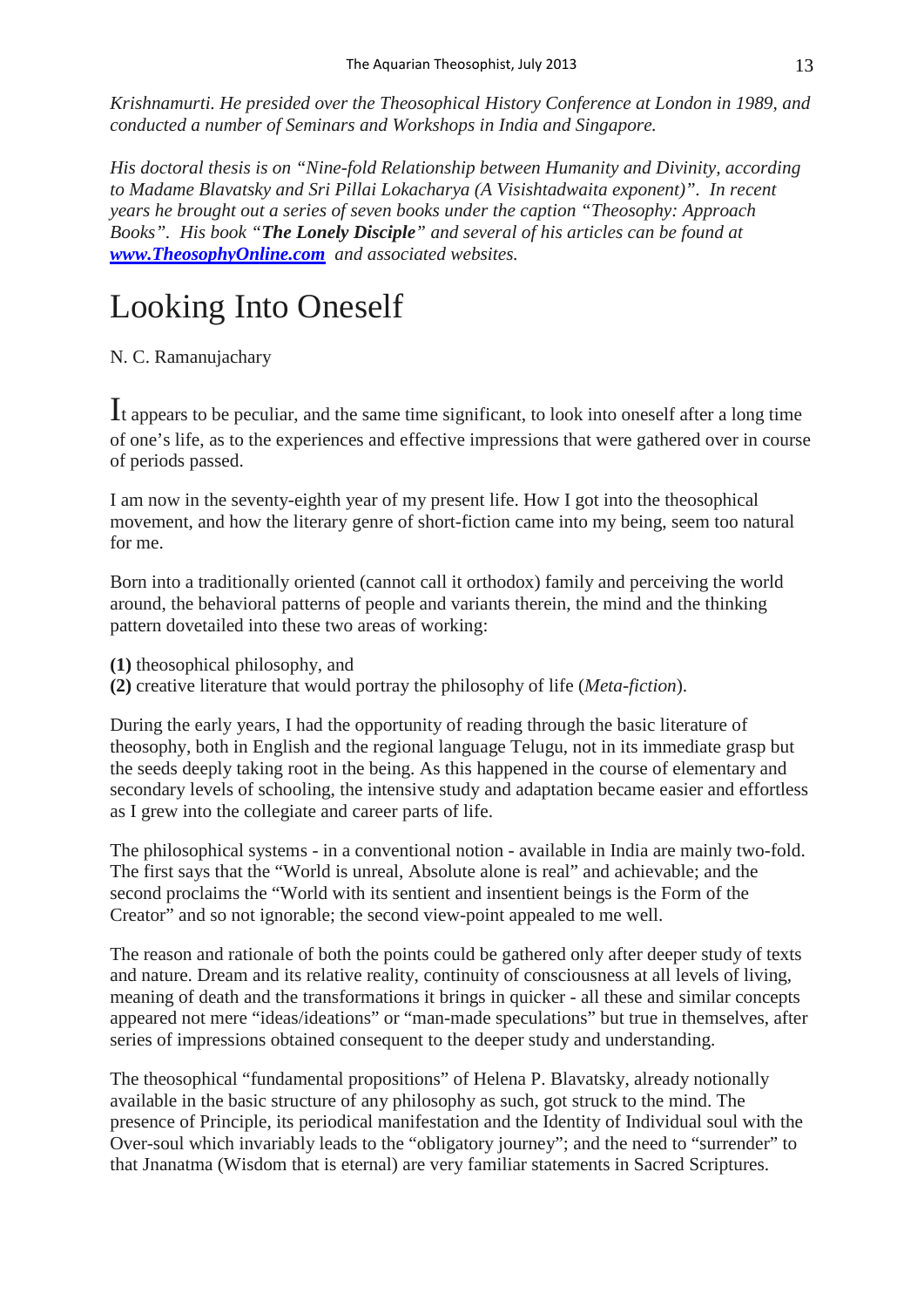*Krishnamurti. He presided over the Theosophical History Conference at London in 1989, and conducted a number of Seminars and Workshops in India and Singapore.*

*His doctoral thesis is on "Nine-fold Relationship between Humanity and Divinity, according to Madame Blavatsky and Sri Pillai Lokacharya (A Visishtadwaita exponent)". In recent years he brought out a series of seven books under the caption "Theosophy: Approach Books". His book "**The Lonely Disciple**" and several of his articles can be found at* ***www.TheosophyOnline.com*** *and associated websites.*

# Looking Into Oneself

N. C. Ramanujachary

It appears to be peculiar, and the same time significant, to look into oneself after a long time of one's life, as to the experiences and effective impressions that were gathered over in course of periods passed.

I am now in the seventy-eighth year of my present life. How I got into the theosophical movement, and how the literary genre of short-fiction came into my being, seem too natural for me.

Born into a traditionally oriented (cannot call it orthodox) family and perceiving the world around, the behavioral patterns of people and variants therein, the mind and the thinking pattern dovetailed into these two areas of working:

**(1)** theosophical philosophy, and
**(2)** creative literature that would portray the philosophy of life (*Meta-fiction*).

During the early years, I had the opportunity of reading through the basic literature of theosophy, both in English and the regional language Telugu, not in its immediate grasp but the seeds deeply taking root in the being. As this happened in the course of elementary and secondary levels of schooling, the intensive study and adaptation became easier and effortless as I grew into the collegiate and career parts of life.

The philosophical systems - in a conventional notion - available in India are mainly two-fold. The first says that the "World is unreal, Absolute alone is real" and achievable; and the second proclaims the "World with its sentient and insentient beings is the Form of the Creator" and so not ignorable; the second view-point appealed to me well.

The reason and rationale of both the points could be gathered only after deeper study of texts and nature. Dream and its relative reality, continuity of consciousness at all levels of living, meaning of death and the transformations it brings in quicker - all these and similar concepts appeared not mere "ideas/ideations" or "man-made speculations" but true in themselves, after series of impressions obtained consequent to the deeper study and understanding.

The theosophical "fundamental propositions" of Helena P. Blavatsky, already notionally available in the basic structure of any philosophy as such, got struck to the mind. The presence of Principle, its periodical manifestation and the Identity of Individual soul with the Over-soul which invariably leads to the "obligatory journey"; and the need to "surrender" to that Jnanatma (Wisdom that is eternal) are very familiar statements in Sacred Scriptures.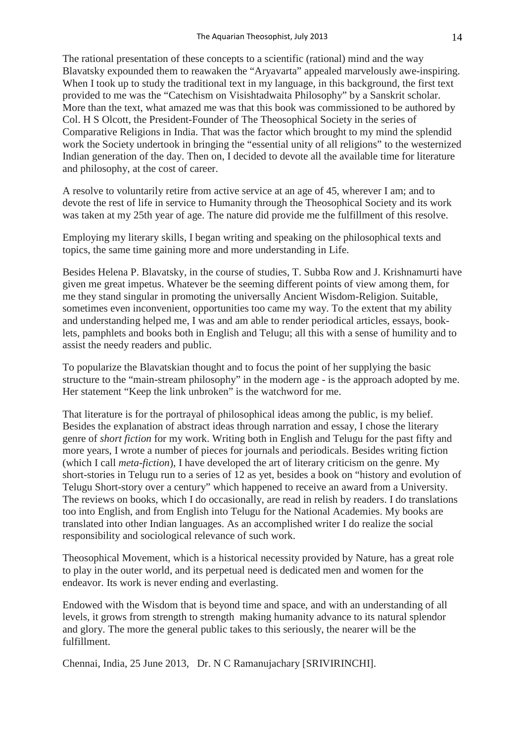The rational presentation of these concepts to a scientific (rational) mind and the way Blavatsky expounded them to reawaken the "Aryavarta" appealed marvelously awe-inspiring. When I took up to study the traditional text in my language, in this background, the first text provided to me was the "Catechism on Visishtadwaita Philosophy" by a Sanskrit scholar. More than the text, what amazed me was that this book was commissioned to be authored by Col. H S Olcott, the President-Founder of The Theosophical Society in the series of Comparative Religions in India. That was the factor which brought to my mind the splendid work the Society undertook in bringing the "essential unity of all religions" to the westernized Indian generation of the day. Then on, I decided to devote all the available time for literature and philosophy, at the cost of career.

A resolve to voluntarily retire from active service at an age of 45, wherever I am; and to devote the rest of life in service to Humanity through the Theosophical Society and its work was taken at my 25th year of age. The nature did provide me the fulfillment of this resolve.

Employing my literary skills, I began writing and speaking on the philosophical texts and topics, the same time gaining more and more understanding in Life.

Besides Helena P. Blavatsky, in the course of studies, T. Subba Row and J. Krishnamurti have given me great impetus. Whatever be the seeming different points of view among them, for me they stand singular in promoting the universally Ancient Wisdom-Religion. Suitable, sometimes even inconvenient, opportunities too came my way. To the extent that my ability and understanding helped me, I was and am able to render periodical articles, essays, book-lets, pamphlets and books both in English and Telugu; all this with a sense of humility and to assist the needy readers and public.

To popularize the Blavatskian thought and to focus the point of her supplying the basic structure to the "main-stream philosophy" in the modern age - is the approach adopted by me. Her statement "Keep the link unbroken" is the watchword for me.

That literature is for the portrayal of philosophical ideas among the public, is my belief. Besides the explanation of abstract ideas through narration and essay, I chose the literary genre of *short fiction* for my work. Writing both in English and Telugu for the past fifty and more years, I wrote a number of pieces for journals and periodicals. Besides writing fiction (which I call *meta-fiction*), I have developed the art of literary criticism on the genre. My short-stories in Telugu run to a series of 12 as yet, besides a book on "history and evolution of Telugu Short-story over a century" which happened to receive an award from a University. The reviews on books, which I do occasionally, are read in relish by readers. I do translations too into English, and from English into Telugu for the National Academies. My books are translated into other Indian languages. As an accomplished writer I do realize the social responsibility and sociological relevance of such work.

Theosophical Movement, which is a historical necessity provided by Nature, has a great role to play in the outer world, and its perpetual need is dedicated men and women for the endeavor. Its work is never ending and everlasting.

Endowed with the Wisdom that is beyond time and space, and with an understanding of all levels, it grows from strength to strength making humanity advance to its natural splendor and glory. The more the general public takes to this seriously, the nearer will be the fulfillment.

Chennai, India, 25 June 2013, Dr. N C Ramanujachary [SRIVIRINCHI].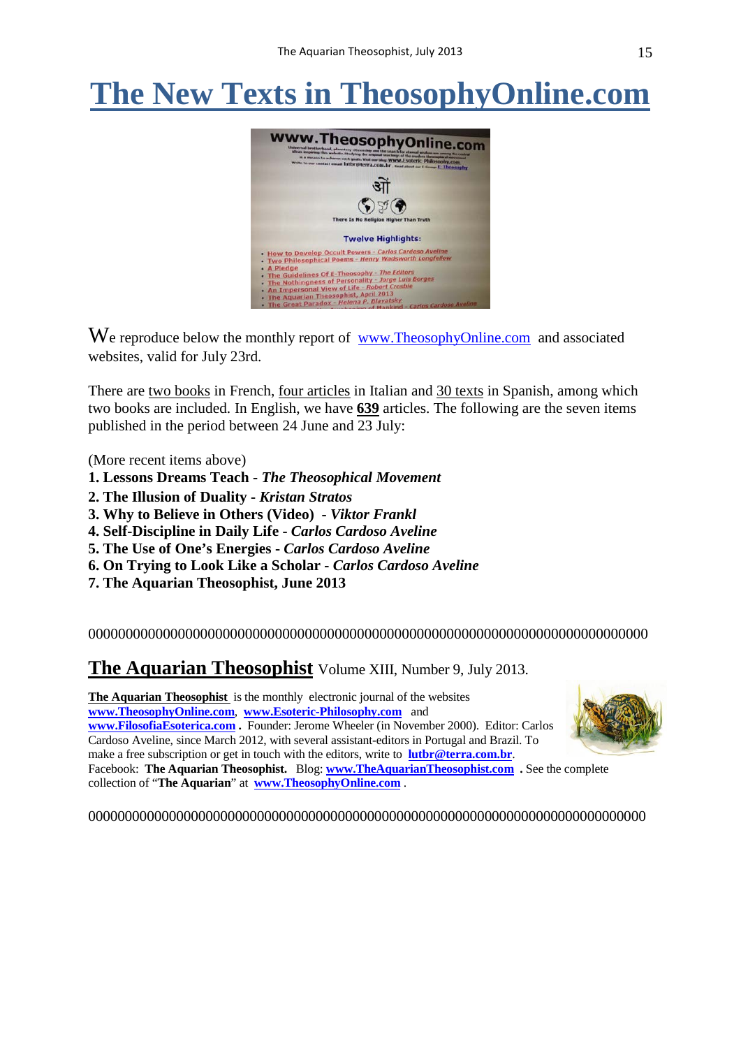# The New Texts in TheosophyOnline.com

We reproduce below the monthly report of www.TheosophyOnline.com and associated websites, valid for July 23rd.

There are two books in French, four articles in Italian and 30 texts in Spanish, among which two books are included. In English, we have **639** articles. The following are the seven items published in the period between 24 June and 23 July:

(More recent items above)

**1. Lessons Dreams Teach - *The Theosophical Movement***
**2. The Illusion of Duality - *Kristan Stratos***
**3. Why to Believe in Others (Video) - *Viktor Frankl***
**4. Self-Discipline in Daily Life - *Carlos Cardoso Aveline***
**5. The Use of One's Energies - *Carlos Cardoso Aveline***
**6. On Trying to Look Like a Scholar - *Carlos Cardoso Aveline***
**7. The Aquarian Theosophist, June 2013**

000000000000000000000000000000000000000000000000000000000000000000000

## The Aquarian Theosophist Volume XIII, Number 9, July 2013.

**The Aquarian Theosophist** is the monthly electronic journal of the websites **www.TheosophyOnline.com**, **www.Esoteric-Philosophy.com** and **www.FilosofiaEsoterica.com**. Founder: Jerome Wheeler (in November 2000). Editor: Carlos Cardoso Aveline, since March 2012, with several assistant-editors in Portugal and Brazil. To make a free subscription or get in touch with the editors, write to **lutbr@terra.com.br**. Facebook: **The Aquarian Theosophist.** Blog: **www.TheAquarianTheosophist.com**. See the complete collection of "**The Aquarian**" at **www.TheosophyOnline.com**.

000000000000000000000000000000000000000000000000000000000000000000000